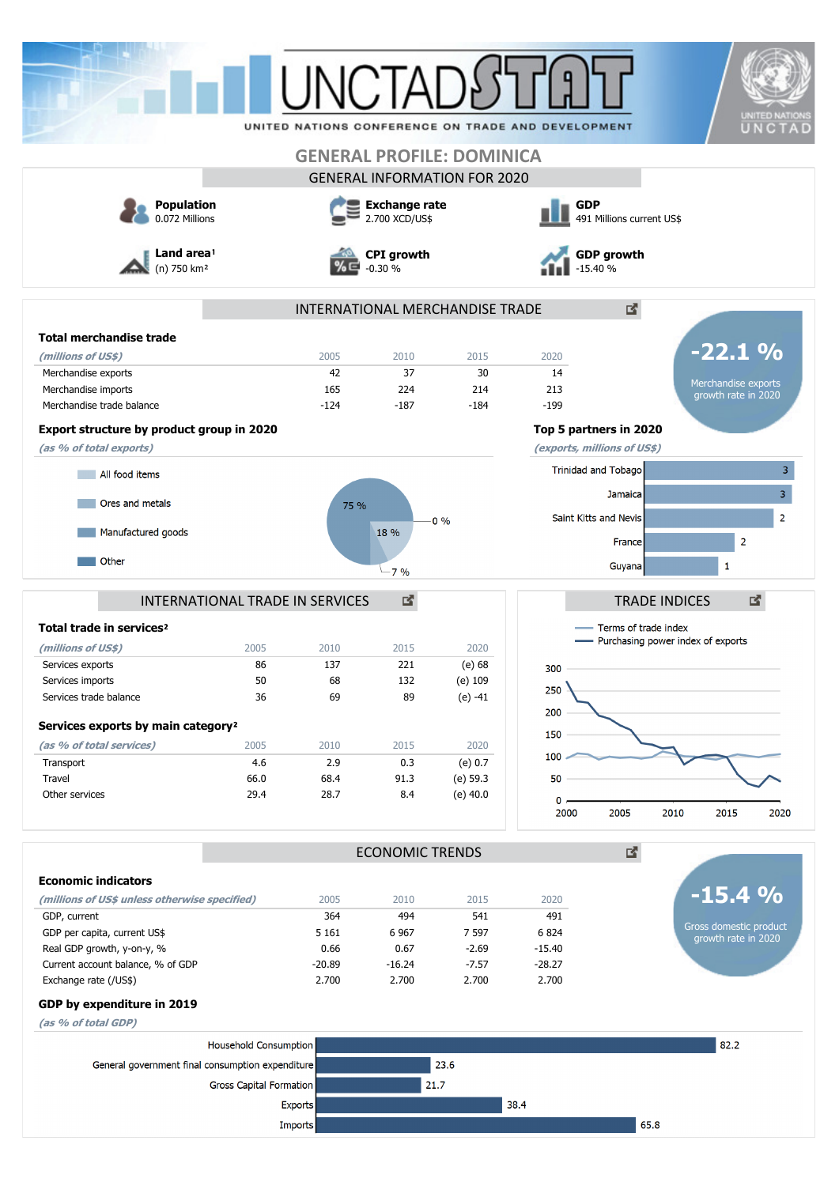# GENERAL PROFILE: DOMINICA

## GENERAL INFORMATION FOR 2020

**Population**
0.072 Millions

**Exchange rate**
2.700 XCD/US$

**GDP**
491 Millions current US$

**Land area**[1]
(n) 750 km²

**CPI growth**
-0.30 %

**GDP growth**
-15.40 %

## INTERNATIONAL MERCHANDISE TRADE

**Total merchandise trade**

| *(millions of US$)* | 2005 | 2010 | 2015 | 2020 |
|---|---|---|---|---|
| Merchandise exports | 42 | 37 | 30 | 14 |
| Merchandise imports | 165 | 224 | 214 | 213 |
| Merchandise trade balance | -124 | -187 | -184 | -199 |

**-22.1 %**
Merchandise exports growth rate in 2020

**Export structure by product group in 2020**

*(as % of total exports)*

- All food items
- Ores and metals
- Manufactured goods
- Other

75 %, 18 %, 0 %, 7 %

**Top 5 partners in 2020**

*(exports, millions of US$)*

| Partner | Value |
|---|---|
| Trinidad and Tobago | 3 |
| Jamaica | 3 |
| Saint Kitts and Nevis | 2 |
| France | 2 |
| Guyana | 1 |

## INTERNATIONAL TRADE IN SERVICES

**Total trade in services**[2]

| *(millions of US$)* | 2005 | 2010 | 2015 | 2020 |
|---|---|---|---|---|
| Services exports | 86 | 137 | 221 | (e) 68 |
| Services imports | 50 | 68 | 132 | (e) 109 |
| Services trade balance | 36 | 69 | 89 | (e) -41 |

**Services exports by main category**[2]

| *(as % of total services)* | 2005 | 2010 | 2015 | 2020 |
|---|---|---|---|---|
| Transport | 4.6 | 2.9 | 0.3 | (e) 0.7 |
| Travel | 66.0 | 68.4 | 91.3 | (e) 59.3 |
| Other services | 29.4 | 28.7 | 8.4 | (e) 40.0 |

## TRADE INDICES

- Terms of trade index
- Purchasing power index of exports

## ECONOMIC TRENDS

**Economic indicators**

| *(millions of US$ unless otherwise specified)* | 2005 | 2010 | 2015 | 2020 |
|---|---|---|---|---|
| GDP, current | 364 | 494 | 541 | 491 |
| GDP per capita, current US$ | 5 161 | 6 967 | 7 597 | 6 824 |
| Real GDP growth, y-on-y, % | 0.66 | 0.67 | -2.69 | -15.40 |
| Current account balance, % of GDP | -20.89 | -16.24 | -7.57 | -28.27 |
| Exchange rate (/US$) | 2.700 | 2.700 | 2.700 | 2.700 |

**-15.4 %**
Gross domestic product growth rate in 2020

**GDP by expenditure in 2019**

*(as % of total GDP)*

| Component | % |
|---|---|
| Household Consumption | 82.2 |
| General government final consumption expenditure | 23.6 |
| Gross Capital Formation | 21.7 |
| Exports | 38.4 |
| Imports | 65.8 |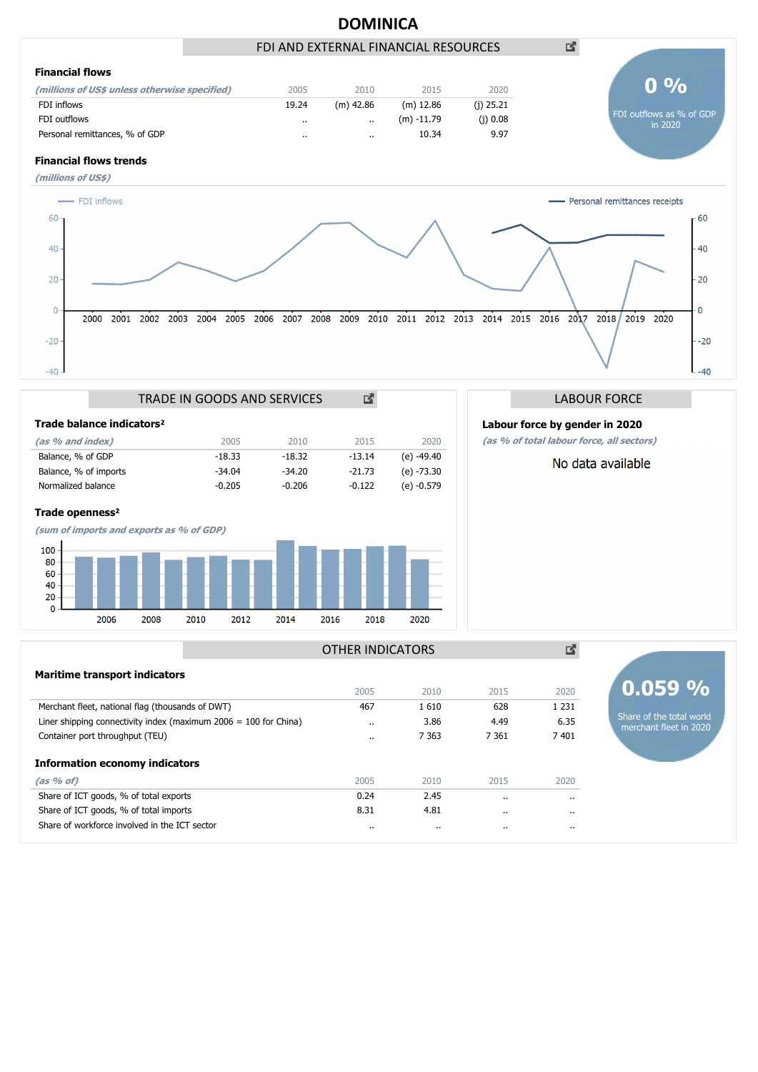# DOMINICA

## FDI AND EXTERNAL FINANCIAL RESOURCES

### Financial flows

| *(millions of US$ unless otherwise specified)* | 2005 | 2010 | 2015 | 2020 |
|---|---|---|---|---|
| FDI inflows | 19.24 | (m) 42.86 | (m) 12.86 | (j) 25.21 |
| FDI outflows | .. | .. | (m) -11.79 | (j) 0.08 |
| Personal remittances, % of GDP | .. | .. | 10.34 | 9.97 |

**0 %**
FDI outflows as % of GDP in 2020

### Financial flows trends

*(millions of US$)*

FDI inflows — Personal remittances receipts

## TRADE IN GOODS AND SERVICES

### Trade balance indicators[2]

| *(as % and index)* | 2005 | 2010 | 2015 | 2020 |
|---|---|---|---|---|
| Balance, % of GDP | -18.33 | -18.32 | -13.14 | (e) -49.40 |
| Balance, % of imports | -34.04 | -34.20 | -21.73 | (e) -73.30 |
| Normalized balance | -0.205 | -0.206 | -0.122 | (e) -0.579 |

### Trade openness[2]

*(sum of imports and exports as % of GDP)*

## LABOUR FORCE

### Labour force by gender in 2020

*(as % of total labour force, all sectors)*

No data available

## OTHER INDICATORS

### Maritime transport indicators

| | 2005 | 2010 | 2015 | 2020 |
|---|---|---|---|---|
| Merchant fleet, national flag (thousands of DWT) | 467 | 1 610 | 628 | 1 231 |
| Liner shipping connectivity index (maximum 2006 = 100 for China) | .. | 3.86 | 4.49 | 6.35 |
| Container port throughput (TEU) | .. | 7 363 | 7 361 | 7 401 |

**0.059 %**
Share of the total world merchant fleet in 2020

### Information economy indicators

| *(as % of)* | 2005 | 2010 | 2015 | 2020 |
|---|---|---|---|---|
| Share of ICT goods, % of total exports | 0.24 | 2.45 | .. | .. |
| Share of ICT goods, % of total imports | 8.31 | 4.81 | .. | .. |
| Share of workforce involved in the ICT sector | .. | .. | .. | .. |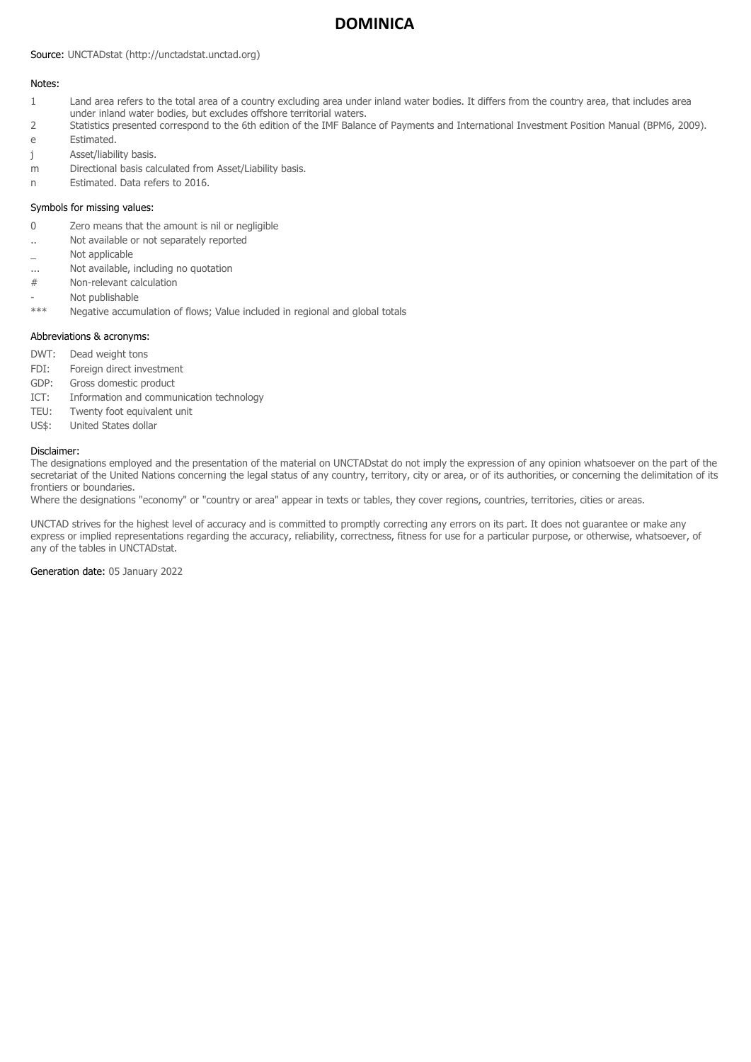# DOMINICA

**Source:** UNCTADstat (http://unctadstat.unctad.org)

**Notes:**

| | |
|---|---|
| 1 | Land area refers to the total area of a country excluding area under inland water bodies. It differs from the country area, that includes area under inland water bodies, but excludes offshore territorial waters. |
| 2 | Statistics presented correspond to the 6th edition of the IMF Balance of Payments and International Investment Position Manual (BPM6, 2009). |
| e | Estimated. |
| j | Asset/liability basis. |
| m | Directional basis calculated from Asset/Liability basis. |
| n | Estimated. Data refers to 2016. |

**Symbols for missing values:**

| | |
|---|---|
| 0 | Zero means that the amount is nil or negligible |
| .. | Not available or not separately reported |
| _ | Not applicable |
| ... | Not available, including no quotation |
| # | Non-relevant calculation |
| - | Not publishable |
| *** | Negative accumulation of flows; Value included in regional and global totals |

**Abbreviations & acronyms:**

| | |
|---|---|
| DWT: | Dead weight tons |
| FDI: | Foreign direct investment |
| GDP: | Gross domestic product |
| ICT: | Information and communication technology |
| TEU: | Twenty foot equivalent unit |
| US$: | United States dollar |

**Disclaimer:**

The designations employed and the presentation of the material on UNCTADstat do not imply the expression of any opinion whatsoever on the part of the secretariat of the United Nations concerning the legal status of any country, territory, city or area, or of its authorities, or concerning the delimitation of its frontiers or boundaries.

Where the designations "economy" or "country or area" appear in texts or tables, they cover regions, countries, territories, cities or areas.

UNCTAD strives for the highest level of accuracy and is committed to promptly correcting any errors on its part. It does not guarantee or make any express or implied representations regarding the accuracy, reliability, correctness, fitness for use for a particular purpose, or otherwise, whatsoever, of any of the tables in UNCTADstat.

**Generation date:** 05 January 2022